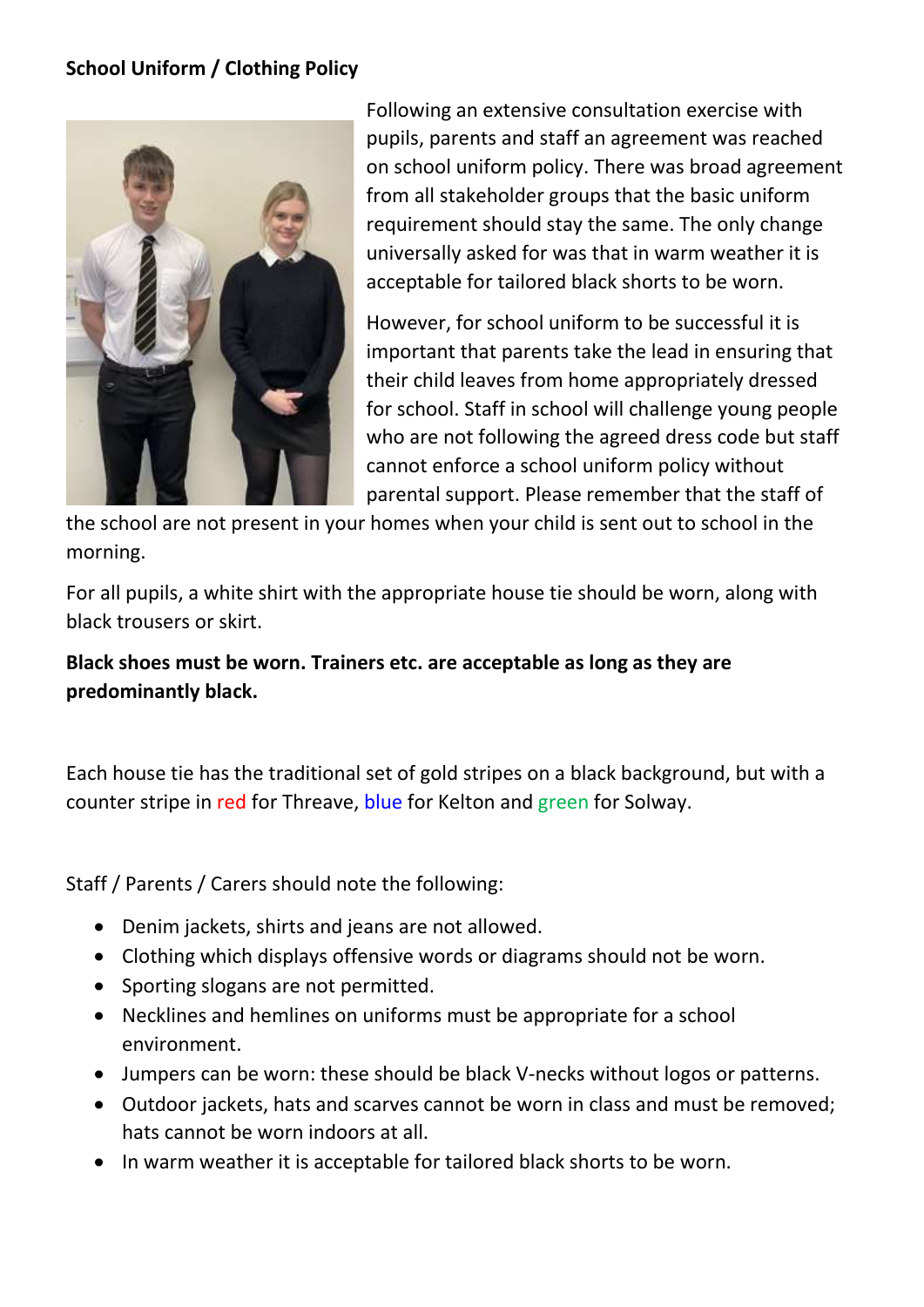**School Uniform / Clothing Policy**

Following an extensive consultation exercise with pupils, parents and staff an agreement was reached on school uniform policy. There was broad agreement from all stakeholder groups that the basic uniform requirement should stay the same. The only change universally asked for was that in warm weather it is acceptable for tailored black shorts to be worn.

However, for school uniform to be successful it is important that parents take the lead in ensuring that their child leaves from home appropriately dressed for school. Staff in school will challenge young people who are not following the agreed dress code but staff cannot enforce a school uniform policy without parental support. Please remember that the staff of the school are not present in your homes when your child is sent out to school in the morning.

For all pupils, a white shirt with the appropriate house tie should be worn, along with black trousers or skirt.

**Black shoes must be worn. Trainers etc. are acceptable as long as they are predominantly black.**

Each house tie has the traditional set of gold stripes on a black background, but with a counter stripe in red for Threave, blue for Kelton and green for Solway.

Staff / Parents / Carers should note the following:

- Denim jackets, shirts and jeans are not allowed.
- Clothing which displays offensive words or diagrams should not be worn.
- Sporting slogans are not permitted.
- Necklines and hemlines on uniforms must be appropriate for a school environment.
- Jumpers can be worn: these should be black V-necks without logos or patterns.
- Outdoor jackets, hats and scarves cannot be worn in class and must be removed; hats cannot be worn indoors at all.
- In warm weather it is acceptable for tailored black shorts to be worn.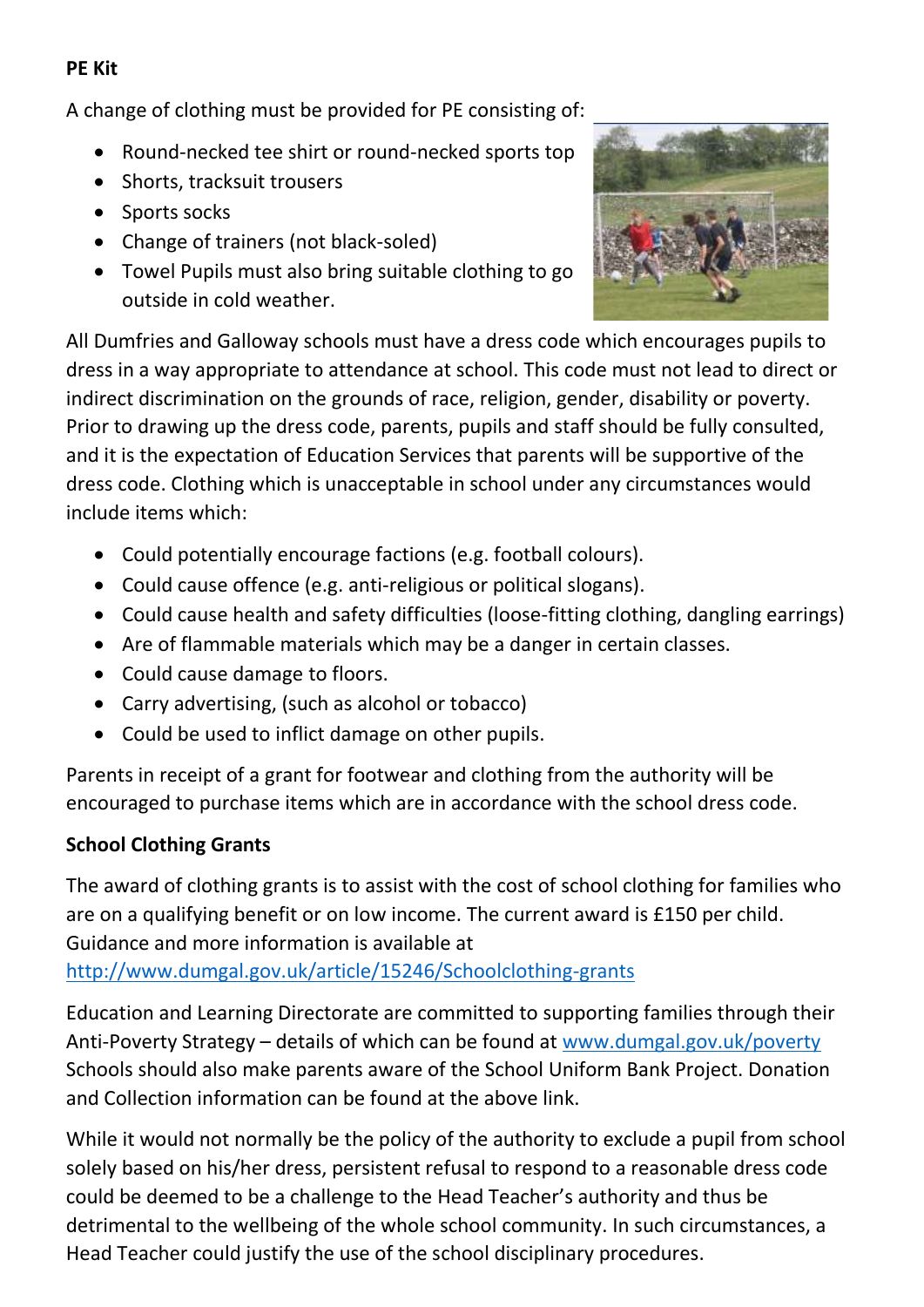**PE Kit**

A change of clothing must be provided for PE consisting of:

- Round-necked tee shirt or round-necked sports top
- Shorts, tracksuit trousers
- Sports socks
- Change of trainers (not black-soled)
- Towel Pupils must also bring suitable clothing to go outside in cold weather.

All Dumfries and Galloway schools must have a dress code which encourages pupils to dress in a way appropriate to attendance at school. This code must not lead to direct or indirect discrimination on the grounds of race, religion, gender, disability or poverty. Prior to drawing up the dress code, parents, pupils and staff should be fully consulted, and it is the expectation of Education Services that parents will be supportive of the dress code. Clothing which is unacceptable in school under any circumstances would include items which:

- Could potentially encourage factions (e.g. football colours).
- Could cause offence (e.g. anti-religious or political slogans).
- Could cause health and safety difficulties (loose-fitting clothing, dangling earrings)
- Are of flammable materials which may be a danger in certain classes.
- Could cause damage to floors.
- Carry advertising, (such as alcohol or tobacco)
- Could be used to inflict damage on other pupils.

Parents in receipt of a grant for footwear and clothing from the authority will be encouraged to purchase items which are in accordance with the school dress code.

**School Clothing Grants**

The award of clothing grants is to assist with the cost of school clothing for families who are on a qualifying benefit or on low income. The current award is £150 per child. Guidance and more information is available at http://www.dumgal.gov.uk/article/15246/Schoolclothing-grants

Education and Learning Directorate are committed to supporting families through their Anti-Poverty Strategy – details of which can be found at www.dumgal.gov.uk/poverty Schools should also make parents aware of the School Uniform Bank Project. Donation and Collection information can be found at the above link.

While it would not normally be the policy of the authority to exclude a pupil from school solely based on his/her dress, persistent refusal to respond to a reasonable dress code could be deemed to be a challenge to the Head Teacher's authority and thus be detrimental to the wellbeing of the whole school community. In such circumstances, a Head Teacher could justify the use of the school disciplinary procedures.